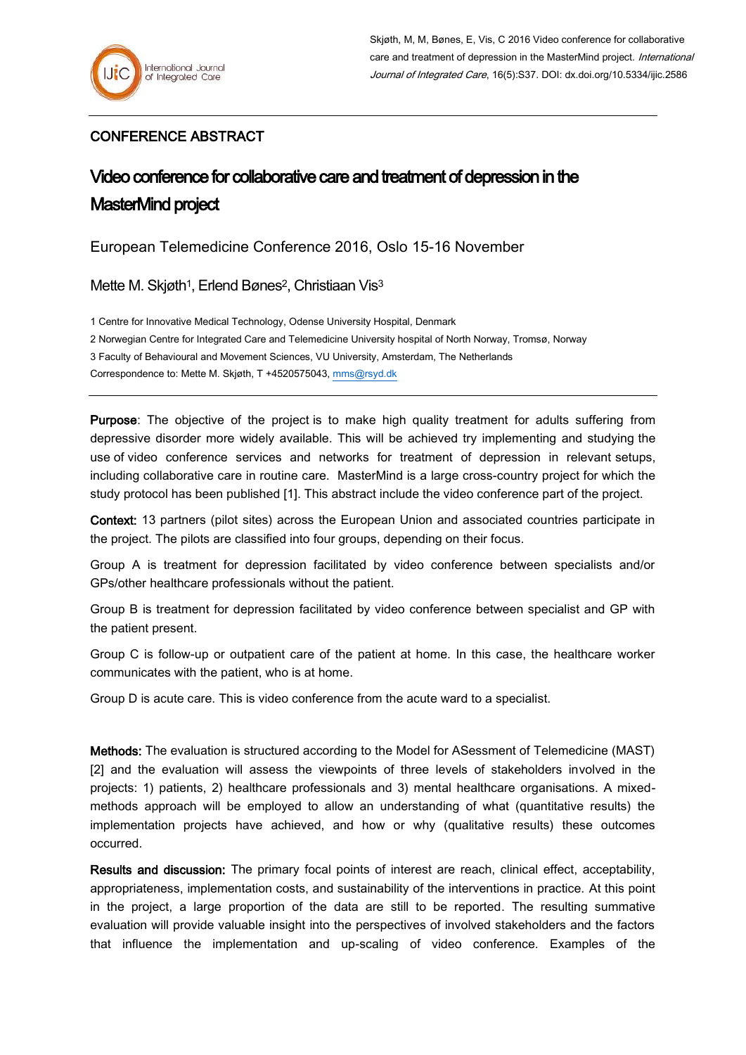Skjøth, M, M, Bønes, E, Vis, C 2016 Video conference for collaborative care and treatment of depression in the MasterMind project. *International Journal of Integrated Care*, 16(5):S37. DOI: dx.doi.org/10.5334/ijic.2586

CONFERENCE ABSTRACT

# Video conference for collaborative care and treatment of depression in the MasterMind project

European Telemedicine Conference 2016, Oslo 15-16 November

Mette M. Skjøth[1], Erlend Bønes[2], Christiaan Vis[3]

1 Centre for Innovative Medical Technology, Odense University Hospital, Denmark

2 Norwegian Centre for Integrated Care and Telemedicine University hospital of North Norway, Tromsø, Norway

3 Faculty of Behavioural and Movement Sciences, VU University, Amsterdam, The Netherlands

Correspondence to: Mette M. Skjøth, T +4520575043, mms@rsyd.dk

**Purpose**: The objective of the project is to make high quality treatment for adults suffering from depressive disorder more widely available. This will be achieved try implementing and studying the use of video conference services and networks for treatment of depression in relevant setups, including collaborative care in routine care. MasterMind is a large cross-country project for which the study protocol has been published [1]. This abstract include the video conference part of the project.

**Context:** 13 partners (pilot sites) across the European Union and associated countries participate in the project. The pilots are classified into four groups, depending on their focus.

Group A is treatment for depression facilitated by video conference between specialists and/or GPs/other healthcare professionals without the patient.

Group B is treatment for depression facilitated by video conference between specialist and GP with the patient present.

Group C is follow-up or outpatient care of the patient at home. In this case, the healthcare worker communicates with the patient, who is at home.

Group D is acute care. This is video conference from the acute ward to a specialist.

**Methods:** The evaluation is structured according to the Model for ASessment of Telemedicine (MAST) [2] and the evaluation will assess the viewpoints of three levels of stakeholders involved in the projects: 1) patients, 2) healthcare professionals and 3) mental healthcare organisations. A mixed-methods approach will be employed to allow an understanding of what (quantitative results) the implementation projects have achieved, and how or why (qualitative results) these outcomes occurred.

**Results and discussion:** The primary focal points of interest are reach, clinical effect, acceptability, appropriateness, implementation costs, and sustainability of the interventions in practice. At this point in the project, a large proportion of the data are still to be reported. The resulting summative evaluation will provide valuable insight into the perspectives of involved stakeholders and the factors that influence the implementation and up-scaling of video conference. Examples of the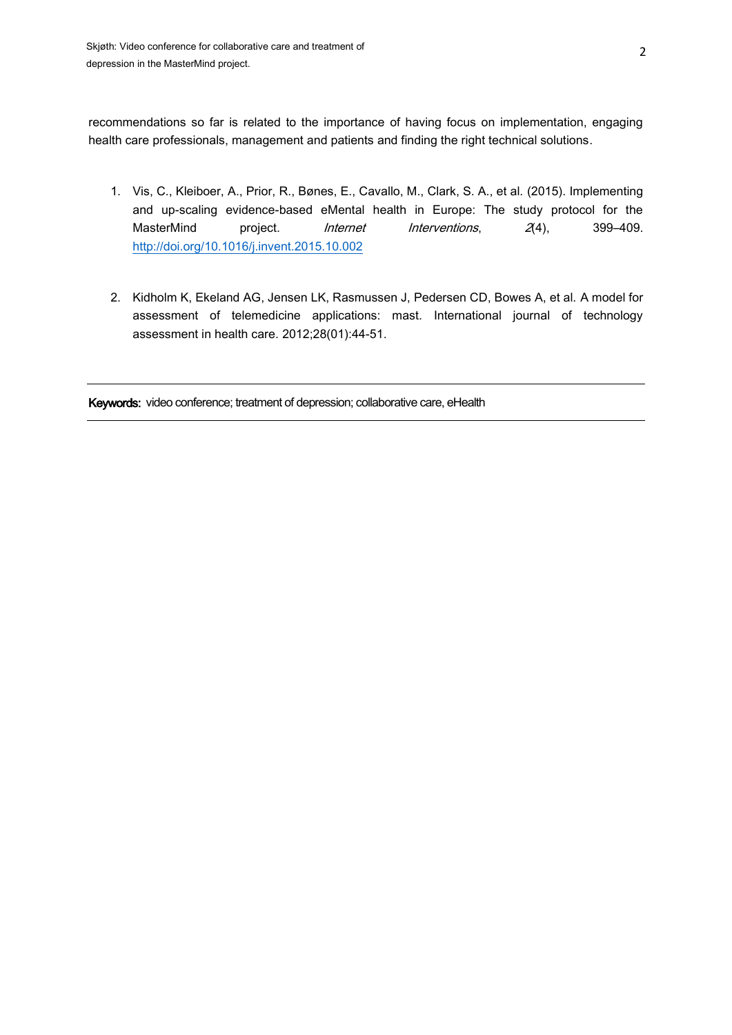recommendations so far is related to the importance of having focus on implementation, engaging health care professionals, management and patients and finding the right technical solutions.

1. Vis, C., Kleiboer, A., Prior, R., Bønes, E., Cavallo, M., Clark, S. A., et al. (2015). Implementing and up-scaling evidence-based eMental health in Europe: The study protocol for the MasterMind project. *Internet Interventions*, *2*(4), 399–409. http://doi.org/10.1016/j.invent.2015.10.002

2. Kidholm K, Ekeland AG, Jensen LK, Rasmussen J, Pedersen CD, Bowes A, et al. A model for assessment of telemedicine applications: mast. International journal of technology assessment in health care. 2012;28(01):44-51.

---

**Keywords:** video conference; treatment of depression; collaborative care, eHealth

---